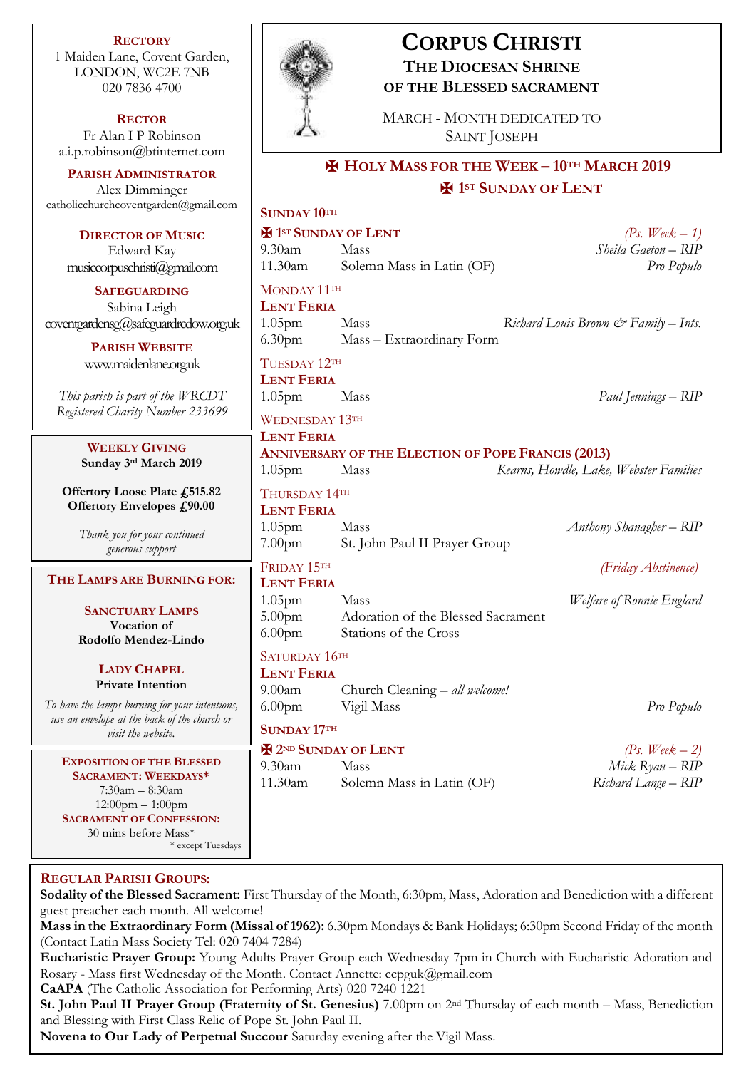# CORPUS CHRISTI

## THE DIOCESAN SHRINE OF THE BLESSED SACRAMENT

MARCH - MONTH DEDICATED TO SAINT JOSEPH

**RECTORY**
1 Maiden Lane, Covent Garden,
LONDON, WC2E 7NB
020 7836 4700

**RECTOR**
Fr Alan I P Robinson
a.i.p.robinson@btinternet.com

**PARISH ADMINISTRATOR**
Alex Dimminger
catholicchurchcoventgarden@gmail.com

**DIRECTOR OF MUSIC**
Edward Kay
musiccorpuschristi@gmail.com

**SAFEGUARDING**
Sabina Leigh
coventgardensg@safeguardrcdow.org.uk

**PARISH WEBSITE**
www.maidenlane.org.uk

*This parish is part of the WRCDT Registered Charity Number 233699*

**WEEKLY GIVING**
**Sunday 3rd March 2019**

**Offertory Loose Plate £515.82**
**Offertory Envelopes £90.00**

*Thank you for your continued generous support*

**THE LAMPS ARE BURNING FOR:**

**SANCTUARY LAMPS**
**Vocation of Rodolfo Mendez-Lindo**

**LADY CHAPEL**
**Private Intention**

*To have the lamps burning for your intentions, use an envelope at the back of the church or visit the website.*

**EXPOSITION OF THE BLESSED SACRAMENT: WEEKDAYS***
7:30am – 8:30am
12:00pm – 1:00pm
**SACRAMENT OF CONFESSION:**
30 mins before Mass*
* except Tuesdays

## ✠ HOLY MASS FOR THE WEEK – 10TH MARCH 2019
## ✠ 1ST SUNDAY OF LENT

**SUNDAY 10TH**
**✠ 1ST SUNDAY OF LENT** *(Ps. Week – 1)*

| | | |
|---|---|---|
| 9.30am | Mass | *Sheila Gaeton – RIP* |
| 11.30am | Solemn Mass in Latin (OF) | *Pro Populo* |

MONDAY 11TH
**LENT FERIA**

| | | |
|---|---|---|
| 1.05pm | Mass | *Richard Louis Brown & Family – Ints.* |
| 6.30pm | Mass – Extraordinary Form | |

TUESDAY 12TH
**LENT FERIA**

| | | |
|---|---|---|
| 1.05pm | Mass | *Paul Jennings – RIP* |

WEDNESDAY 13TH
**LENT FERIA**
**ANNIVERSARY OF THE ELECTION OF POPE FRANCIS (2013)**

| | | |
|---|---|---|
| 1.05pm | Mass | *Kearns, Howdle, Lake, Webster Families* |

THURSDAY 14TH
**LENT FERIA**

| | | |
|---|---|---|
| 1.05pm | Mass | *Anthony Shanagher – RIP* |
| 7.00pm | St. John Paul II Prayer Group | |

FRIDAY 15TH *(Friday Abstinence)*
**LENT FERIA**

| | | |
|---|---|---|
| 1.05pm | Mass | *Welfare of Ronnie England* |
| 5.00pm | Adoration of the Blessed Sacrament | |
| 6.00pm | Stations of the Cross | |

SATURDAY 16TH
**LENT FERIA**

| | | |
|---|---|---|
| 9.00am | Church Cleaning – *all welcome!* | |
| 6.00pm | Vigil Mass | *Pro Populo* |

**SUNDAY 17TH**
**✠ 2ND SUNDAY OF LENT** *(Ps. Week – 2)*

| | | |
|---|---|---|
| 9.30am | Mass | *Mick Ryan – RIP* |
| 11.30am | Solemn Mass in Latin (OF) | *Richard Lange – RIP* |

**REGULAR PARISH GROUPS:**

**Sodality of the Blessed Sacrament:** First Thursday of the Month, 6:30pm, Mass, Adoration and Benediction with a different guest preacher each month. All welcome!

**Mass in the Extraordinary Form (Missal of 1962):** 6.30pm Mondays & Bank Holidays; 6:30pm Second Friday of the month (Contact Latin Mass Society Tel: 020 7404 7284)

**Eucharistic Prayer Group:** Young Adults Prayer Group each Wednesday 7pm in Church with Eucharistic Adoration and Rosary - Mass first Wednesday of the Month. Contact Annette: ccpguk@gmail.com

**CaAPA** (The Catholic Association for Performing Arts) 020 7240 1221

**St. John Paul II Prayer Group (Fraternity of St. Genesius)** 7.00pm on 2nd Thursday of each month – Mass, Benediction and Blessing with First Class Relic of Pope St. John Paul II.

**Novena to Our Lady of Perpetual Succour** Saturday evening after the Vigil Mass.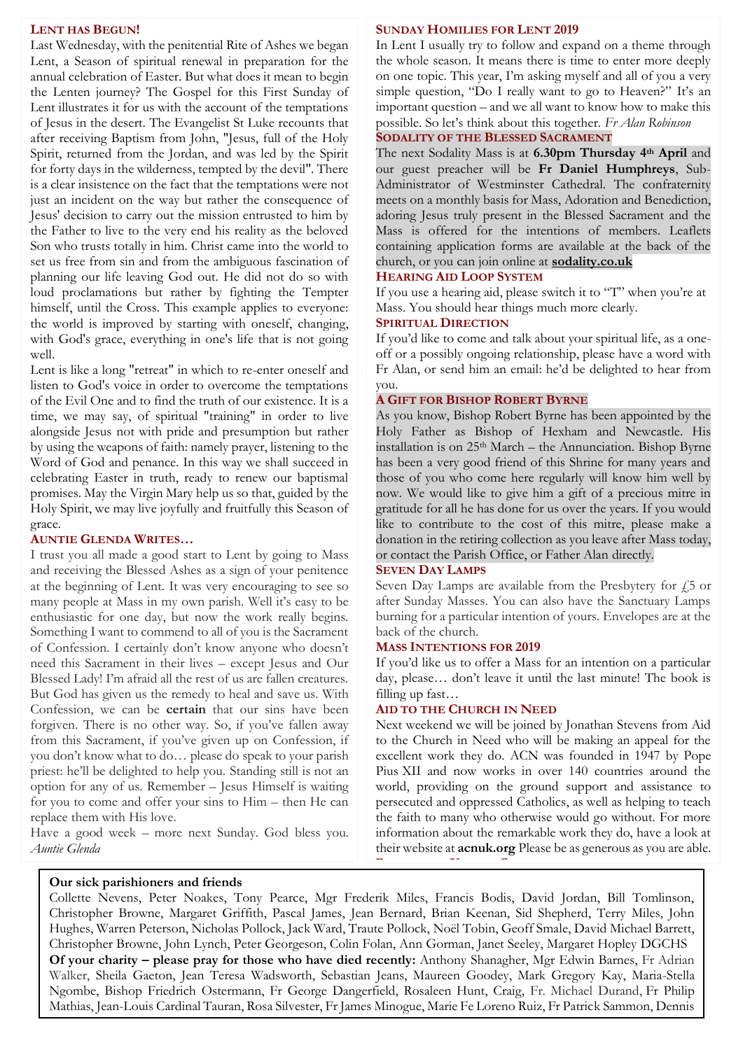## Lent has Begun!

Last Wednesday, with the penitential Rite of Ashes we began Lent, a Season of spiritual renewal in preparation for the annual celebration of Easter. But what does it mean to begin the Lenten journey? The Gospel for this First Sunday of Lent illustrates it for us with the account of the temptations of Jesus in the desert. The Evangelist St Luke recounts that after receiving Baptism from John, "Jesus, full of the Holy Spirit, returned from the Jordan, and was led by the Spirit for forty days in the wilderness, tempted by the devil". There is a clear insistence on the fact that the temptations were not just an incident on the way but rather the consequence of Jesus' decision to carry out the mission entrusted to him by the Father to live to the very end his reality as the beloved Son who trusts totally in him. Christ came into the world to set us free from sin and from the ambiguous fascination of planning our life leaving God out. He did not do so with loud proclamations but rather by fighting the Tempter himself, until the Cross. This example applies to everyone: the world is improved by starting with oneself, changing, with God's grace, everything in one's life that is not going well.

Lent is like a long "retreat" in which to re-enter oneself and listen to God's voice in order to overcome the temptations of the Evil One and to find the truth of our existence. It is a time, we may say, of spiritual "training" in order to live alongside Jesus not with pride and presumption but rather by using the weapons of faith: namely prayer, listening to the Word of God and penance. In this way we shall succeed in celebrating Easter in truth, ready to renew our baptismal promises. May the Virgin Mary help us so that, guided by the Holy Spirit, we may live joyfully and fruitfully this Season of grace.

## Auntie Glenda Writes…

I trust you all made a good start to Lent by going to Mass and receiving the Blessed Ashes as a sign of your penitence at the beginning of Lent. It was very encouraging to see so many people at Mass in my own parish. Well it's easy to be enthusiastic for one day, but now the work really begins. Something I want to commend to all of you is the Sacrament of Confession. I certainly don't know anyone who doesn't need this Sacrament in their lives – except Jesus and Our Blessed Lady! I'm afraid all the rest of us are fallen creatures. But God has given us the remedy to heal and save us. With Confession, we can be **certain** that our sins have been forgiven. There is no other way. So, if you've fallen away from this Sacrament, if you've given up on Confession, if you don't know what to do… please do speak to your parish priest: he'll be delighted to help you. Standing still is not an option for any of us. Remember – Jesus Himself is waiting for you to come and offer your sins to Him – then He can replace them with His love.

Have a good week – more next Sunday. God bless you. *Auntie Glenda*

## Sunday Homilies for Lent 2019

In Lent I usually try to follow and expand on a theme through the whole season. It means there is time to enter more deeply on one topic. This year, I'm asking myself and all of you a very simple question, "Do I really want to go to Heaven?" It's an important question – and we all want to know how to make this possible. So let's think about this together. *Fr Alan Robinson*

## Sodality of the Blessed Sacrament

The next Sodality Mass is at **6.30pm Thursday 4th April** and our guest preacher will be **Fr Daniel Humphreys**, Sub-Administrator of Westminster Cathedral. The confraternity meets on a monthly basis for Mass, Adoration and Benediction, adoring Jesus truly present in the Blessed Sacrament and the Mass is offered for the intentions of members. Leaflets containing application forms are available at the back of the church, or you can join online at **sodality.co.uk**

## Hearing Aid Loop System

If you use a hearing aid, please switch it to "T" when you're at Mass. You should hear things much more clearly.

## Spiritual Direction

If you'd like to come and talk about your spiritual life, as a one-off or a possibly ongoing relationship, please have a word with Fr Alan, or send him an email: he'd be delighted to hear from you.

## A Gift for Bishop Robert Byrne

As you know, Bishop Robert Byrne has been appointed by the Holy Father as Bishop of Hexham and Newcastle. His installation is on 25th March – the Annunciation. Bishop Byrne has been a very good friend of this Shrine for many years and those of you who come here regularly will know him well by now. We would like to give him a gift of a precious mitre in gratitude for all he has done for us over the years. If you would like to contribute to the cost of this mitre, please make a donation in the retiring collection as you leave after Mass today, or contact the Parish Office, or Father Alan directly.

## Seven Day Lamps

Seven Day Lamps are available from the Presbytery for £5 or after Sunday Masses. You can also have the Sanctuary Lamps burning for a particular intention of yours. Envelopes are at the back of the church.

## Mass Intentions for 2019

If you'd like us to offer a Mass for an intention on a particular day, please… don't leave it until the last minute! The book is filling up fast…

## Aid to the Church in Need

Next weekend we will be joined by Jonathan Stevens from Aid to the Church in Need who will be making an appeal for the excellent work they do. ACN was founded in 1947 by Pope Pius XII and now works in over 140 countries around the world, providing on the ground support and assistance to persecuted and oppressed Catholics, as well as helping to teach the faith to many who otherwise would go without. For more information about the remarkable work they do, have a look at their website at **acnuk.org** Please be as generous as you are able.

**Our sick parishioners and friends**

Collette Nevens, Peter Noakes, Tony Pearce, Mgr Frederik Miles, Francis Bodis, David Jordan, Bill Tomlinson, Christopher Browne, Margaret Griffith, Pascal James, Jean Bernard, Brian Keenan, Sid Shepherd, Terry Miles, John Hughes, Warren Peterson, Nicholas Pollock, Jack Ward, Traute Pollock, Noël Tobin, Geoff Smale, David Michael Barrett, Christopher Browne, John Lynch, Peter Georgeson, Colin Folan, Ann Gorman, Janet Seeley, Margaret Hopley DGCHS

**Of your charity – please pray for those who have died recently:** Anthony Shanagher, Mgr Edwin Barnes, Fr Adrian Walker, Sheila Gaeton, Jean Teresa Wadsworth, Sebastian Jeans, Maureen Goodey, Mark Gregory Kay, Maria-Stella Ngombe, Bishop Friedrich Ostermann, Fr George Dangerfield, Rosaleen Hunt, Craig, Fr. Michael Durand, Fr Philip Mathias, Jean-Louis Cardinal Tauran, Rosa Silvester, Fr James Minogue, Marie Fe Loreno Ruiz, Fr Patrick Sammon, Dennis